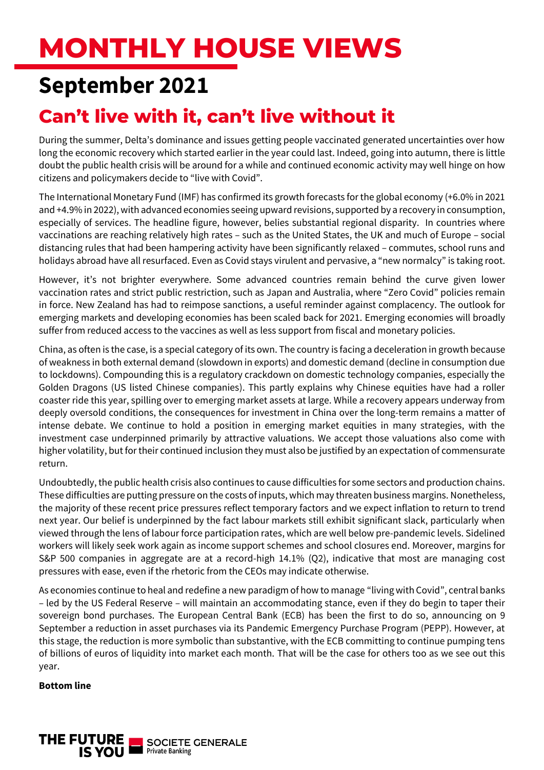# MONTHLY HOUSE VIEWS

## September 2021

## Can't live with it, can't live without it

During the summer, Delta's dominance and issues getting people vaccinated generated uncertainties over how long the economic recovery which started earlier in the year could last. Indeed, going into autumn, there is little doubt the public health crisis will be around for a while and continued economic activity may well hinge on how citizens and policymakers decide to "live with Covid".

The International Monetary Fund (IMF) has confirmed its growth forecasts for the global economy (+6.0% in 2021 and +4.9% in 2022), with advanced economies seeing upward revisions, supported by a recovery in consumption, especially of services. The headline figure, however, belies substantial regional disparity. In countries where vaccinations are reaching relatively high rates – such as the United States, the UK and much of Europe – social distancing rules that had been hampering activity have been significantly relaxed – commutes, school runs and holidays abroad have all resurfaced. Even as Covid stays virulent and pervasive, a "new normalcy" is taking root.

However, it's not brighter everywhere. Some advanced countries remain behind the curve given lower vaccination rates and strict public restriction, such as Japan and Australia, where "Zero Covid" policies remain in force. New Zealand has had to reimpose sanctions, a useful reminder against complacency. The outlook for emerging markets and developing economies has been scaled back for 2021. Emerging economies will broadly suffer from reduced access to the vaccines as well as less support from fiscal and monetary policies.

China, as often is the case, is a special category of its own. The country is facing a deceleration in growth because of weakness in both external demand (slowdown in exports) and domestic demand (decline in consumption due to lockdowns). Compounding this is a regulatory crackdown on domestic technology companies, especially the Golden Dragons (US listed Chinese companies). This partly explains why Chinese equities have had a roller coaster ride this year, spilling over to emerging market assets at large. While a recovery appears underway from deeply oversold conditions, the consequences for investment in China over the long-term remains a matter of intense debate. We continue to hold a position in emerging market equities in many strategies, with the investment case underpinned primarily by attractive valuations. We accept those valuations also come with higher volatility, but for their continued inclusion they must also be justified by an expectation of commensurate return.

Undoubtedly, the public health crisis also continues to cause difficulties for some sectors and production chains. These difficulties are putting pressure on the costs of inputs, which may threaten business margins. Nonetheless, the majority of these recent price pressures reflect temporary factors and we expect inflation to return to trend next year. Our belief is underpinned by the fact labour markets still exhibit significant slack, particularly when viewed through the lens of labour force participation rates, which are well below pre-pandemic levels. Sidelined workers will likely seek work again as income support schemes and school closures end. Moreover, margins for S&P 500 companies in aggregate are at a record-high 14.1% (Q2), indicative that most are managing cost pressures with ease, even if the rhetoric from the CEOs may indicate otherwise.

As economies continue to heal and redefine a new paradigm of how to manage "living with Covid", central banks – led by the US Federal Reserve – will maintain an accommodating stance, even if they do begin to taper their sovereign bond purchases. The European Central Bank (ECB) has been the first to do so, announcing on 9 September a reduction in asset purchases via its Pandemic Emergency Purchase Program (PEPP). However, at this stage, the reduction is more symbolic than substantive, with the ECB committing to continue pumping tens of billions of euros of liquidity into market each month. That will be the case for others too as we see out this year.

**Bottom line**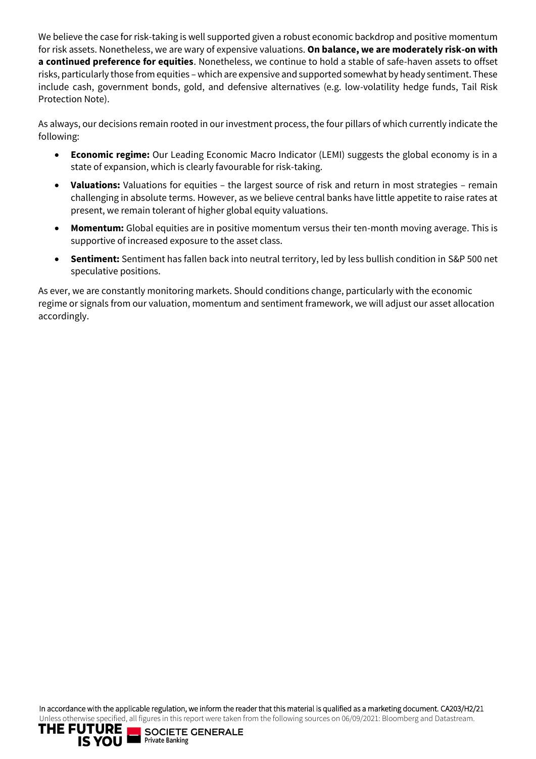We believe the case for risk-taking is well supported given a robust economic backdrop and positive momentum for risk assets. Nonetheless, we are wary of expensive valuations. **On balance, we are moderately risk-on with a continued preference for equities**. Nonetheless, we continue to hold a stable of safe-haven assets to offset risks, particularly those from equities – which are expensive and supported somewhat by heady sentiment. These include cash, government bonds, gold, and defensive alternatives (e.g. low-volatility hedge funds, Tail Risk Protection Note).

As always, our decisions remain rooted in our investment process, the four pillars of which currently indicate the following:

- **Economic regime:** Our Leading Economic Macro Indicator (LEMI) suggests the global economy is in a state of expansion, which is clearly favourable for risk-taking.
- **Valuations:** Valuations for equities – the largest source of risk and return in most strategies – remain challenging in absolute terms. However, as we believe central banks have little appetite to raise rates at present, we remain tolerant of higher global equity valuations.
- **Momentum:** Global equities are in positive momentum versus their ten-month moving average. This is supportive of increased exposure to the asset class.
- **Sentiment:** Sentiment has fallen back into neutral territory, led by less bullish condition in S&P 500 net speculative positions.

As ever, we are constantly monitoring markets. Should conditions change, particularly with the economic regime or signals from our valuation, momentum and sentiment framework, we will adjust our asset allocation accordingly.

In accordance with the applicable regulation, we inform the reader that this material is qualified as a marketing document. CA203/H2/21

Unless otherwise specified, all figures in this report were taken from the following sources on 06/09/2021: Bloomberg and Datastream.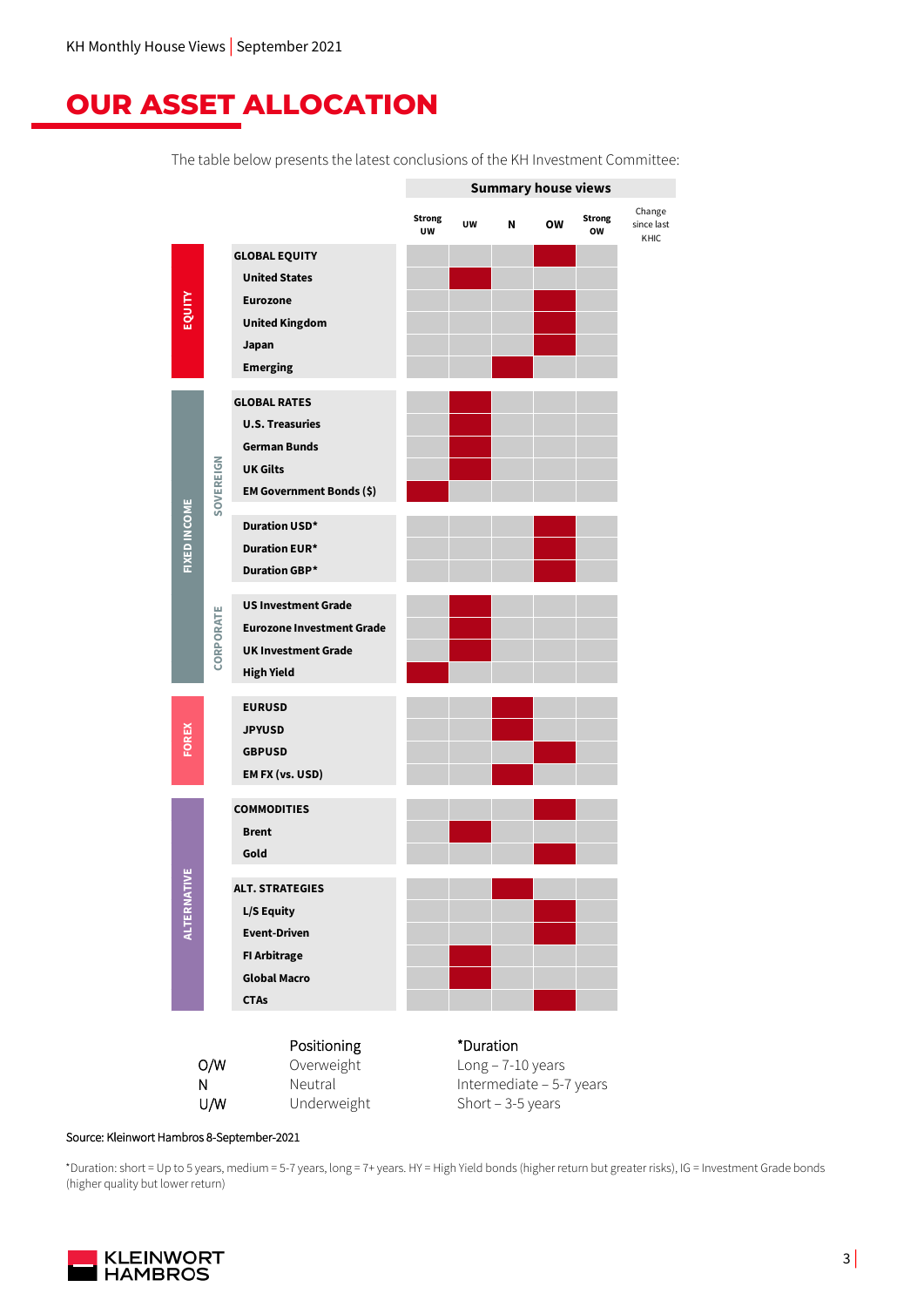# OUR ASSET ALLOCATION

The table below presents the latest conclusions of the KH Investment Committee:

| Asset class | Sub-class | Category | Strong UW | UW | N | OW | Strong OW | Change since last KHIC |
|---|---|---|---|---|---|---|---|---|
| EQUITY | | **GLOBAL EQUITY** | | | | X | | |
| | | United States | | X | | | | |
| | | Eurozone | | | | X | | |
| | | United Kingdom | | | | X | | |
| | | Japan | | | | X | | |
| | | Emerging | | | X | | | |
| FIXED INCOME | SOVEREIGN | **GLOBAL RATES** | | X | | | | |
| | | U.S. Treasuries | | X | | | | |
| | | German Bunds | | X | | | | |
| | | UK Gilts | | X | | | | |
| | | EM Government Bonds ($) | X | | | | | |
| | | Duration USD* | | | | X | | |
| | | Duration EUR* | | | | X | | |
| | | Duration GBP* | | | | X | | |
| | CORPORATE | US Investment Grade | | X | | | | |
| | | Eurozone Investment Grade | | X | | | | |
| | | UK Investment Grade | | X | | | | |
| | | High Yield | X | | | | | |
| FOREX | | EURUSD | | | X | | | |
| | | JPYUSD | | | X | | | |
| | | GBPUSD | | | | X | | |
| | | EM FX (vs. USD) | | | X | | | |
| ALTERNATIVE | | **COMMODITIES** | | | | X | | |
| | | Brent | | X | | | | |
| | | Gold | | | | X | | |
| | | **ALT. STRATEGIES** | | | X | | | |
| | | L/S Equity | | | | X | | |
| | | Event-Driven | | | | X | | |
| | | FI Arbitrage | | X | | | | |
| | | Global Macro | | X | | | | |
| | | CTAs | | | | X | | |

| | Positioning |
|---|---|
| O/W | Overweight |
| N | Neutral |
| U/W | Underweight |

*Duration
- Long – 7-10 years
- Intermediate – 5-7 years
- Short – 3-5 years

Source: Kleinwort Hambros 8-September-2021

*Duration: short = Up to 5 years, medium = 5-7 years, long = 7+ years. HY = High Yield bonds (higher return but greater risks), IG = Investment Grade bonds (higher quality but lower return)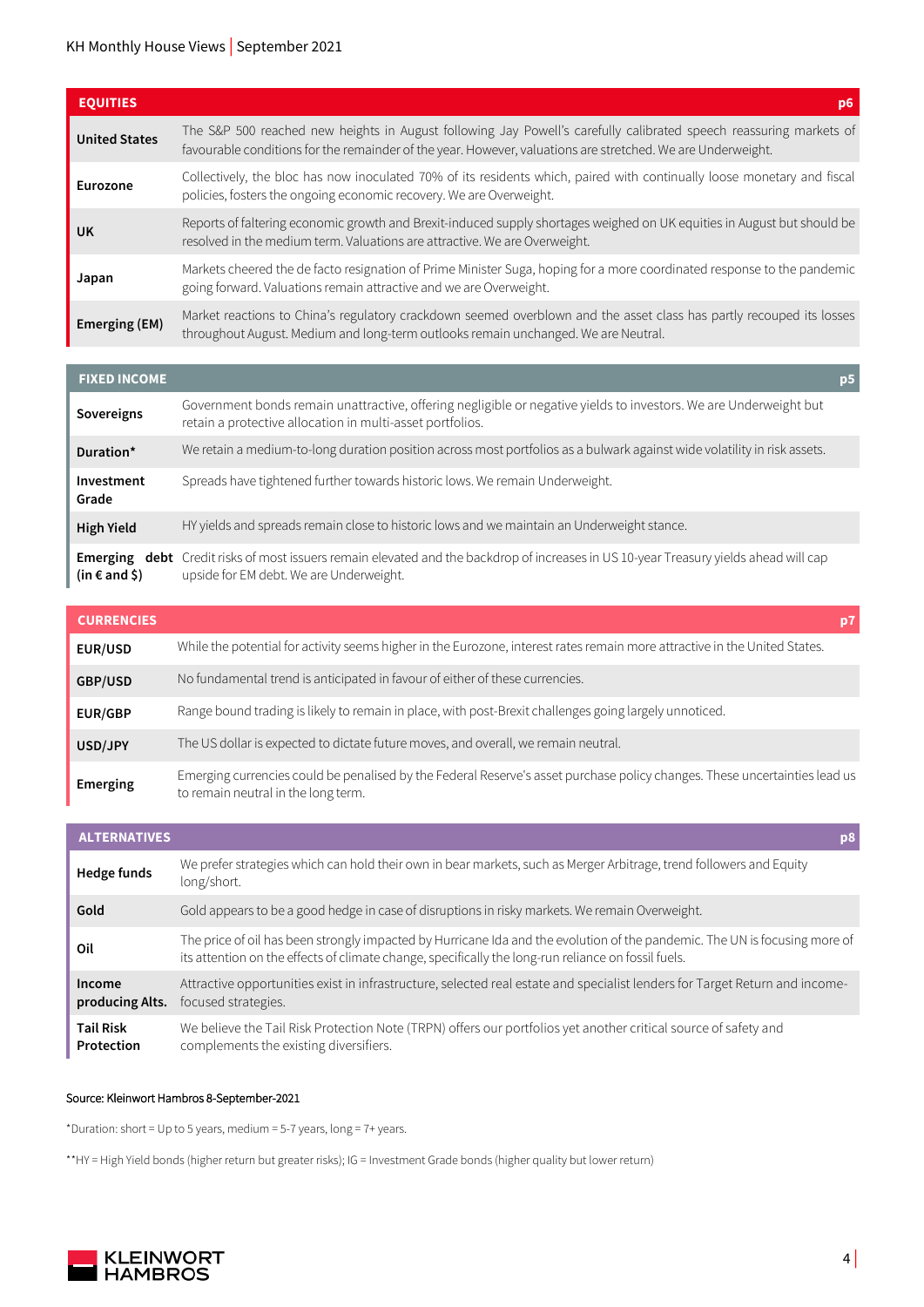| EQUITIES | p6 |
|---|---|
| **United States** | The S&P 500 reached new heights in August following Jay Powell's carefully calibrated speech reassuring markets of favourable conditions for the remainder of the year. However, valuations are stretched. We are Underweight. |
| **Eurozone** | Collectively, the bloc has now inoculated 70% of its residents which, paired with continually loose monetary and fiscal policies, fosters the ongoing economic recovery. We are Overweight. |
| **UK** | Reports of faltering economic growth and Brexit-induced supply shortages weighed on UK equities in August but should be resolved in the medium term. Valuations are attractive. We are Overweight. |
| **Japan** | Markets cheered the de facto resignation of Prime Minister Suga, hoping for a more coordinated response to the pandemic going forward. Valuations remain attractive and we are Overweight. |
| **Emerging (EM)** | Market reactions to China's regulatory crackdown seemed overblown and the asset class has partly recouped its losses throughout August. Medium and long-term outlooks remain unchanged. We are Neutral. |

| FIXED INCOME | p5 |
|---|---|
| **Sovereigns** | Government bonds remain unattractive, offering negligible or negative yields to investors. We are Underweight but retain a protective allocation in multi-asset portfolios. |
| **Duration*** | We retain a medium-to-long duration position across most portfolios as a bulwark against wide volatility in risk assets. |
| **Investment Grade** | Spreads have tightened further towards historic lows. We remain Underweight. |
| **High Yield** | HY yields and spreads remain close to historic lows and we maintain an Underweight stance. |
| **Emerging debt (in € and $)** | Credit risks of most issuers remain elevated and the backdrop of increases in US 10-year Treasury yields ahead will cap upside for EM debt. We are Underweight. |

| CURRENCIES | p7 |
|---|---|
| **EUR/USD** | While the potential for activity seems higher in the Eurozone, interest rates remain more attractive in the United States. |
| **GBP/USD** | No fundamental trend is anticipated in favour of either of these currencies. |
| **EUR/GBP** | Range bound trading is likely to remain in place, with post-Brexit challenges going largely unnoticed. |
| **USD/JPY** | The US dollar is expected to dictate future moves, and overall, we remain neutral. |
| **Emerging** | Emerging currencies could be penalised by the Federal Reserve's asset purchase policy changes. These uncertainties lead us to remain neutral in the long term. |

| ALTERNATIVES | p8 |
|---|---|
| **Hedge funds** | We prefer strategies which can hold their own in bear markets, such as Merger Arbitrage, trend followers and Equity long/short. |
| **Gold** | Gold appears to be a good hedge in case of disruptions in risky markets. We remain Overweight. |
| **Oil** | The price of oil has been strongly impacted by Hurricane Ida and the evolution of the pandemic. The UN is focusing more of its attention on the effects of climate change, specifically the long-run reliance on fossil fuels. |
| **Income producing Alts.** | Attractive opportunities exist in infrastructure, selected real estate and specialist lenders for Target Return and income-focused strategies. |
| **Tail Risk Protection** | We believe the Tail Risk Protection Note (TRPN) offers our portfolios yet another critical source of safety and complements the existing diversifiers. |

Source: Kleinwort Hambros 8-September-2021

*Duration: short = Up to 5 years, medium = 5-7 years, long = 7+ years.

**HY = High Yield bonds (higher return but greater risks); IG = Investment Grade bonds (higher quality but lower return)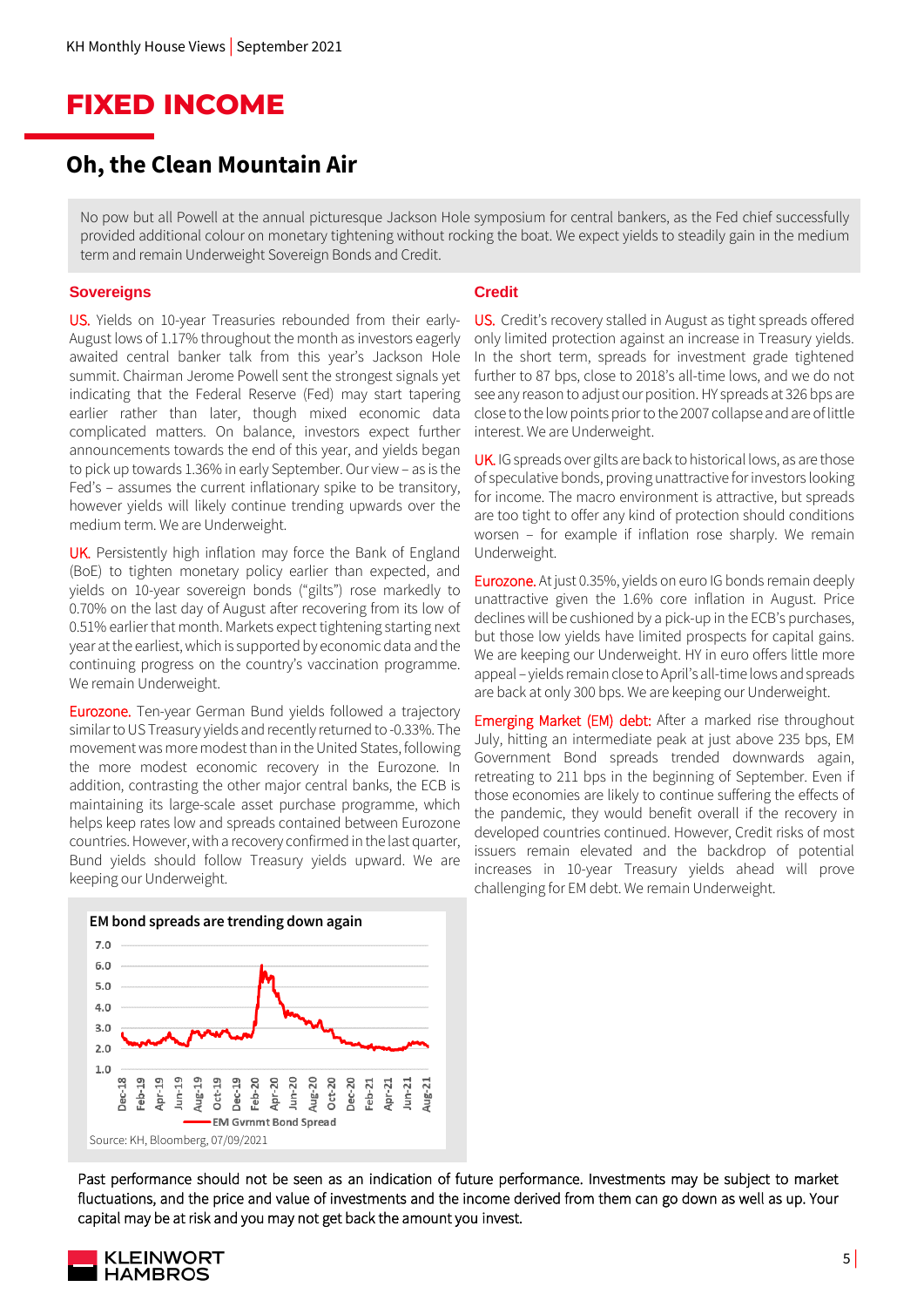# FIXED INCOME

## Oh, the Clean Mountain Air

No pow but all Powell at the annual picturesque Jackson Hole symposium for central bankers, as the Fed chief successfully provided additional colour on monetary tightening without rocking the boat. We expect yields to steadily gain in the medium term and remain Underweight Sovereign Bonds and Credit.

### Sovereigns

US. Yields on 10-year Treasuries rebounded from their early-August lows of 1.17% throughout the month as investors eagerly awaited central banker talk from this year's Jackson Hole summit. Chairman Jerome Powell sent the strongest signals yet indicating that the Federal Reserve (Fed) may start tapering earlier rather than later, though mixed economic data complicated matters. On balance, investors expect further announcements towards the end of this year, and yields began to pick up towards 1.36% in early September. Our view – as is the Fed's – assumes the current inflationary spike to be transitory, however yields will likely continue trending upwards over the medium term. We are Underweight.

UK. Persistently high inflation may force the Bank of England (BoE) to tighten monetary policy earlier than expected, and yields on 10-year sovereign bonds ("gilts") rose markedly to 0.70% on the last day of August after recovering from its low of 0.51% earlier that month. Markets expect tightening starting next year at the earliest, which is supported by economic data and the continuing progress on the country's vaccination programme. We remain Underweight.

Eurozone. Ten-year German Bund yields followed a trajectory similar to US Treasury yields and recently returned to -0.33%. The movement was more modest than in the United States, following the more modest economic recovery in the Eurozone. In addition, contrasting the other major central banks, the ECB is maintaining its large-scale asset purchase programme, which helps keep rates low and spreads contained between Eurozone countries. However, with a recovery confirmed in the last quarter, Bund yields should follow Treasury yields upward. We are keeping our Underweight.

**EM bond spreads are trending down again**

| | |
|---|---|
| Series | EM Gvmmt Bond Spread |
| Y-axis | 1.0 – 7.0 |
| X-axis | Dec-18 to Aug-21 |

Source: KH, Bloomberg, 07/09/2021

### Credit

US. Credit's recovery stalled in August as tight spreads offered only limited protection against an increase in Treasury yields. In the short term, spreads for investment grade tightened further to 87 bps, close to 2018's all-time lows, and we do not see any reason to adjust our position. HY spreads at 326 bps are close to the low points prior to the 2007 collapse and are of little interest. We are Underweight.

UK. IG spreads over gilts are back to historical lows, as are those of speculative bonds, proving unattractive for investors looking for income. The macro environment is attractive, but spreads are too tight to offer any kind of protection should conditions worsen – for example if inflation rose sharply. We remain Underweight.

Eurozone. At just 0.35%, yields on euro IG bonds remain deeply unattractive given the 1.6% core inflation in August. Price declines will be cushioned by a pick-up in the ECB's purchases, but those low yields have limited prospects for capital gains. We are keeping our Underweight. HY in euro offers little more appeal – yields remain close to April's all-time lows and spreads are back at only 300 bps. We are keeping our Underweight.

Emerging Market (EM) debt: After a marked rise throughout July, hitting an intermediate peak at just above 235 bps, EM Government Bond spreads trended downwards again, retreating to 211 bps in the beginning of September. Even if those economies are likely to continue suffering the effects of the pandemic, they would benefit overall if the recovery in developed countries continued. However, Credit risks of most issuers remain elevated and the backdrop of potential increases in 10-year Treasury yields ahead will prove challenging for EM debt. We remain Underweight.

Past performance should not be seen as an indication of future performance. Investments may be subject to market fluctuations, and the price and value of investments and the income derived from them can go down as well as up. Your capital may be at risk and you may not get back the amount you invest.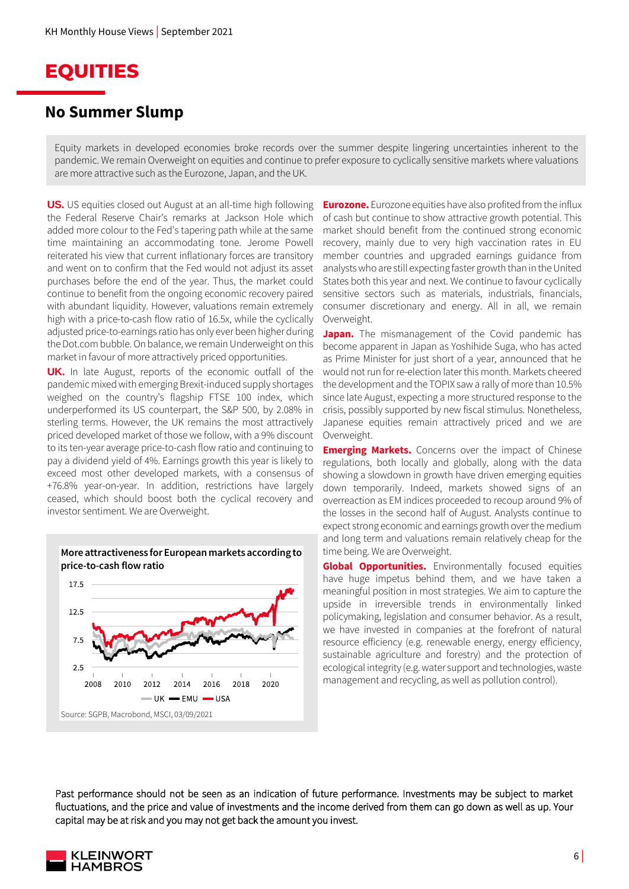# EQUITIES

## No Summer Slump

Equity markets in developed economies broke records over the summer despite lingering uncertainties inherent to the pandemic. We remain Overweight on equities and continue to prefer exposure to cyclically sensitive markets where valuations are more attractive such as the Eurozone, Japan, and the UK.

**US.** US equities closed out August at an all-time high following the Federal Reserve Chair's remarks at Jackson Hole which added more colour to the Fed's tapering path while at the same time maintaining an accommodating tone. Jerome Powell reiterated his view that current inflationary forces are transitory and went on to confirm that the Fed would not adjust its asset purchases before the end of the year. Thus, the market could continue to benefit from the ongoing economic recovery paired with abundant liquidity. However, valuations remain extremely high with a price-to-cash flow ratio of 16.5x, while the cyclically adjusted price-to-earnings ratio has only ever been higher during the Dot.com bubble. On balance, we remain Underweight on this market in favour of more attractively priced opportunities.

**UK.** In late August, reports of the economic outfall of the pandemic mixed with emerging Brexit-induced supply shortages weighed on the country's flagship FTSE 100 index, which underperformed its US counterpart, the S&P 500, by 2.08% in sterling terms. However, the UK remains the most attractively priced developed market of those we follow, with a 9% discount to its ten-year average price-to-cash flow ratio and continuing to pay a dividend yield of 4%. Earnings growth this year is likely to exceed most other developed markets, with a consensus of +76.8% year-on-year. In addition, restrictions have largely ceased, which should boost both the cyclical recovery and investor sentiment. We are Overweight.

**More attractiveness for European markets according to price-to-cash flow ratio**

Source: SGPB, Macrobond, MSCI, 03/09/2021

**Eurozone.** Eurozone equities have also profited from the influx of cash but continue to show attractive growth potential. This market should benefit from the continued strong economic recovery, mainly due to very high vaccination rates in EU member countries and upgraded earnings guidance from analysts who are still expecting faster growth than in the United States both this year and next. We continue to favour cyclically sensitive sectors such as materials, industrials, financials, consumer discretionary and energy. All in all, we remain Overweight.

**Japan.** The mismanagement of the Covid pandemic has become apparent in Japan as Yoshihide Suga, who has acted as Prime Minister for just short of a year, announced that he would not run for re-election later this month. Markets cheered the development and the TOPIX saw a rally of more than 10.5% since late August, expecting a more structured response to the crisis, possibly supported by new fiscal stimulus. Nonetheless, Japanese equities remain attractively priced and we are Overweight.

**Emerging Markets.** Concerns over the impact of Chinese regulations, both locally and globally, along with the data showing a slowdown in growth have driven emerging equities down temporarily. Indeed, markets showed signs of an overreaction as EM indices proceeded to recoup around 9% of the losses in the second half of August. Analysts continue to expect strong economic and earnings growth over the medium and long term and valuations remain relatively cheap for the time being. We are Overweight.

**Global Opportunities.** Environmentally focused equities have huge impetus behind them, and we have taken a meaningful position in most strategies. We aim to capture the upside in irreversible trends in environmentally linked policymaking, legislation and consumer behavior. As a result, we have invested in companies at the forefront of natural resource efficiency (e.g. renewable energy, energy efficiency, sustainable agriculture and forestry) and the protection of ecological integrity (e.g. water support and technologies, waste management and recycling, as well as pollution control).

Past performance should not be seen as an indication of future performance. Investments may be subject to market fluctuations, and the price and value of investments and the income derived from them can go down as well as up. Your capital may be at risk and you may not get back the amount you invest.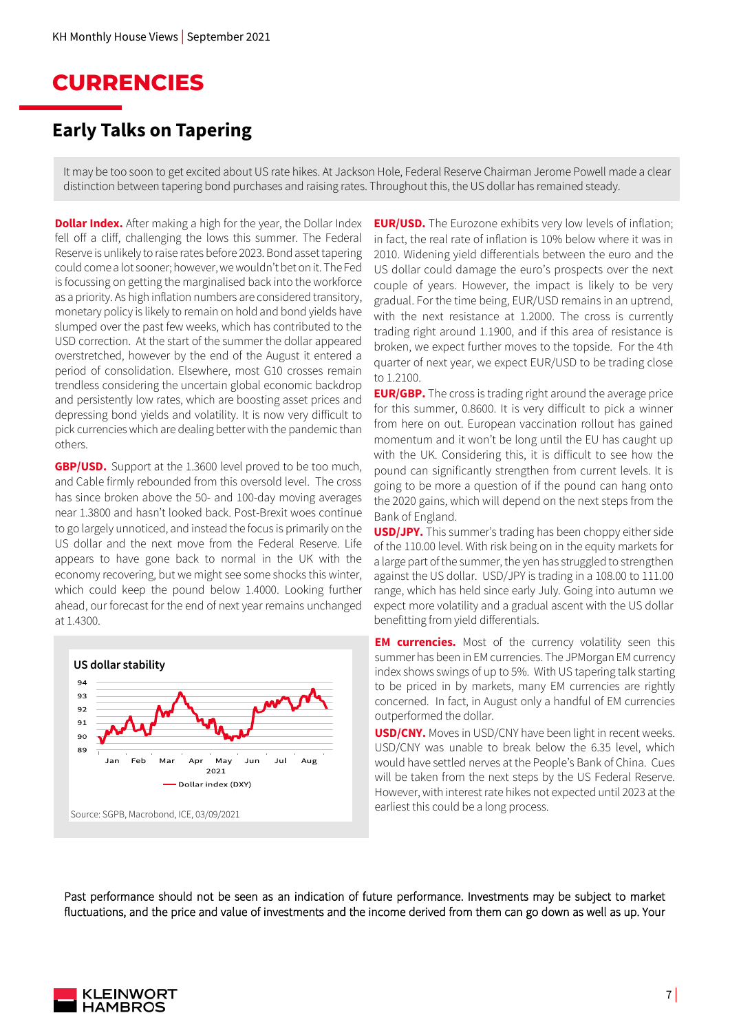# CURRENCIES

## Early Talks on Tapering

It may be too soon to get excited about US rate hikes. At Jackson Hole, Federal Reserve Chairman Jerome Powell made a clear distinction between tapering bond purchases and raising rates. Throughout this, the US dollar has remained steady.

**Dollar Index.** After making a high for the year, the Dollar Index fell off a cliff, challenging the lows this summer. The Federal Reserve is unlikely to raise rates before 2023. Bond asset tapering could come a lot sooner; however, we wouldn't bet on it. The Fed is focussing on getting the marginalised back into the workforce as a priority. As high inflation numbers are considered transitory, monetary policy is likely to remain on hold and bond yields have slumped over the past few weeks, which has contributed to the USD correction. At the start of the summer the dollar appeared overstretched, however by the end of the August it entered a period of consolidation. Elsewhere, most G10 crosses remain trendless considering the uncertain global economic backdrop and persistently low rates, which are boosting asset prices and depressing bond yields and volatility. It is now very difficult to pick currencies which are dealing better with the pandemic than others.

**GBP/USD.** Support at the 1.3600 level proved to be too much, and Cable firmly rebounded from this oversold level. The cross has since broken above the 50- and 100-day moving averages near 1.3800 and hasn't looked back. Post-Brexit woes continue to go largely unnoticed, and instead the focus is primarily on the US dollar and the next move from the Federal Reserve. Life appears to have gone back to normal in the UK with the economy recovering, but we might see some shocks this winter, which could keep the pound below 1.4000. Looking further ahead, our forecast for the end of next year remains unchanged at 1.4300.

US dollar stability

Source: SGPB, Macrobond, ICE, 03/09/2021

**EUR/USD.** The Eurozone exhibits very low levels of inflation; in fact, the real rate of inflation is 10% below where it was in 2010. Widening yield differentials between the euro and the US dollar could damage the euro's prospects over the next couple of years. However, the impact is likely to be very gradual. For the time being, EUR/USD remains in an uptrend, with the next resistance at 1.2000. The cross is currently trading right around 1.1900, and if this area of resistance is broken, we expect further moves to the topside. For the 4th quarter of next year, we expect EUR/USD to be trading close to 1.2100.

**EUR/GBP.** The cross is trading right around the average price for this summer, 0.8600. It is very difficult to pick a winner from here on out. European vaccination rollout has gained momentum and it won't be long until the EU has caught up with the UK. Considering this, it is difficult to see how the pound can significantly strengthen from current levels. It is going to be more a question of if the pound can hang onto the 2020 gains, which will depend on the next steps from the Bank of England.

**USD/JPY.** This summer's trading has been choppy either side of the 110.00 level. With risk being on in the equity markets for a large part of the summer, the yen has struggled to strengthen against the US dollar. USD/JPY is trading in a 108.00 to 111.00 range, which has held since early July. Going into autumn we expect more volatility and a gradual ascent with the US dollar benefitting from yield differentials.

**EM currencies.** Most of the currency volatility seen this summer has been in EM currencies. The JPMorgan EM currency index shows swings of up to 5%. With US tapering talk starting to be priced in by markets, many EM currencies are rightly concerned. In fact, in August only a handful of EM currencies outperformed the dollar.

**USD/CNY.** Moves in USD/CNY have been light in recent weeks. USD/CNY was unable to break below the 6.35 level, which would have settled nerves at the People's Bank of China. Cues will be taken from the next steps by the US Federal Reserve. However, with interest rate hikes not expected until 2023 at the earliest this could be a long process.

Past performance should not be seen as an indication of future performance. Investments may be subject to market fluctuations, and the price and value of investments and the income derived from them can go down as well as up. Your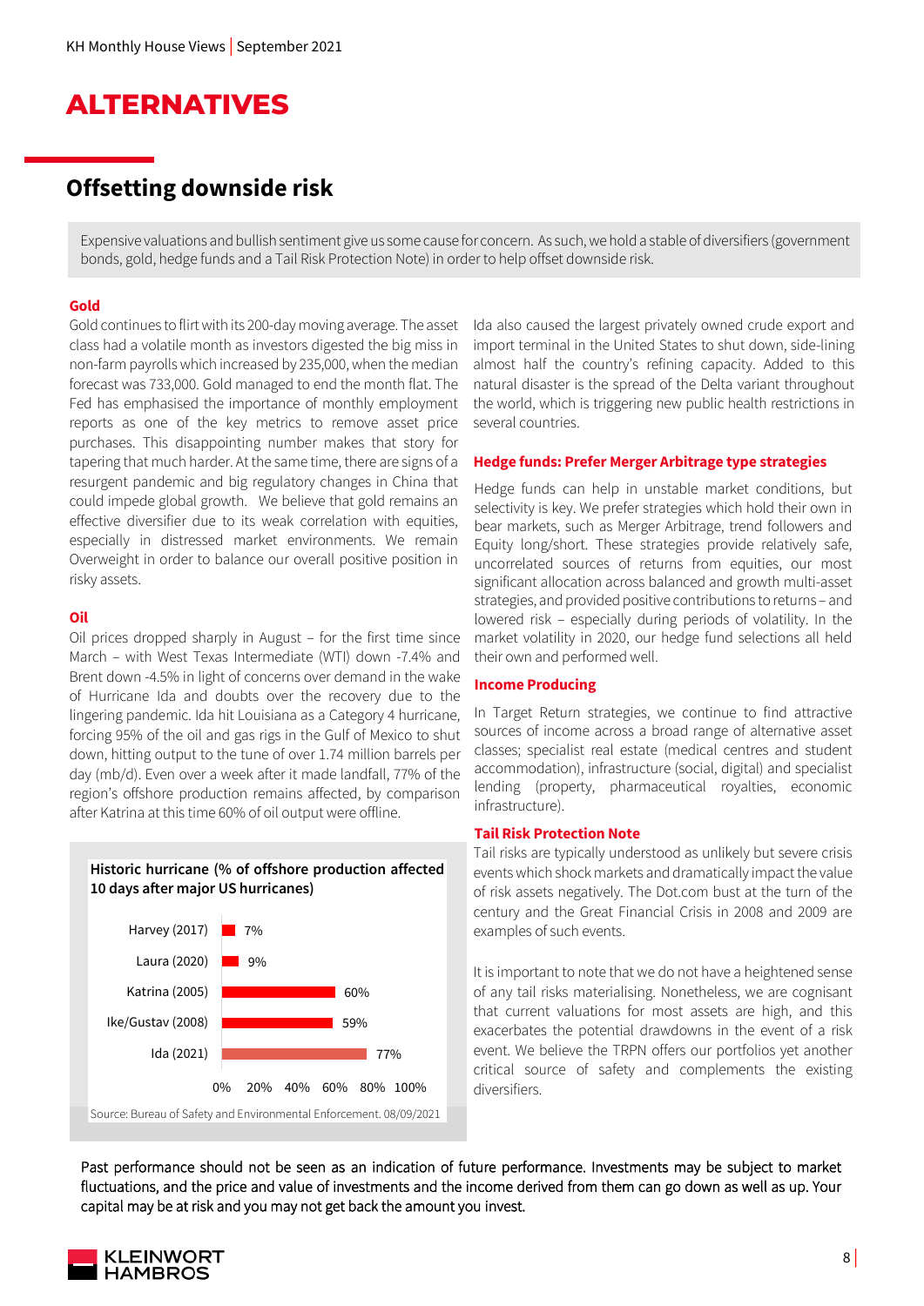# ALTERNATIVES

## Offsetting downside risk

Expensive valuations and bullish sentiment give us some cause for concern. As such, we hold a stable of diversifiers (government bonds, gold, hedge funds and a Tail Risk Protection Note) in order to help offset downside risk.

### Gold

Gold continues to flirt with its 200-day moving average. The asset class had a volatile month as investors digested the big miss in non-farm payrolls which increased by 235,000, when the median forecast was 733,000. Gold managed to end the month flat. The Fed has emphasised the importance of monthly employment reports as one of the key metrics to remove asset price purchases. This disappointing number makes that story for tapering that much harder. At the same time, there are signs of a resurgent pandemic and big regulatory changes in China that could impede global growth. We believe that gold remains an effective diversifier due to its weak correlation with equities, especially in distressed market environments. We remain Overweight in order to balance our overall positive position in risky assets.

### Oil

Oil prices dropped sharply in August – for the first time since March – with West Texas Intermediate (WTI) down -7.4% and Brent down -4.5% in light of concerns over demand in the wake of Hurricane Ida and doubts over the recovery due to the lingering pandemic. Ida hit Louisiana as a Category 4 hurricane, forcing 95% of the oil and gas rigs in the Gulf of Mexico to shut down, hitting output to the tune of over 1.74 million barrels per day (mb/d). Even over a week after it made landfall, 77% of the region's offshore production remains affected, by comparison after Katrina at this time 60% of oil output were offline.

**Historic hurricane (% of offshore production affected 10 days after major US hurricanes)**

| Hurricane | % affected |
|---|---|
| Harvey (2017) | 7% |
| Laura (2020) | 9% |
| Katrina (2005) | 60% |
| Ike/Gustav (2008) | 59% |
| Ida (2021) | 77% |

Source: Bureau of Safety and Environmental Enforcement. 08/09/2021

Ida also caused the largest privately owned crude export and import terminal in the United States to shut down, side-lining almost half the country's refining capacity. Added to this natural disaster is the spread of the Delta variant throughout the world, which is triggering new public health restrictions in several countries.

### Hedge funds: Prefer Merger Arbitrage type strategies

Hedge funds can help in unstable market conditions, but selectivity is key. We prefer strategies which hold their own in bear markets, such as Merger Arbitrage, trend followers and Equity long/short. These strategies provide relatively safe, uncorrelated sources of returns from equities, our most significant allocation across balanced and growth multi-asset strategies, and provided positive contributions to returns – and lowered risk – especially during periods of volatility. In the market volatility in 2020, our hedge fund selections all held their own and performed well.

### Income Producing

In Target Return strategies, we continue to find attractive sources of income across a broad range of alternative asset classes; specialist real estate (medical centres and student accommodation), infrastructure (social, digital) and specialist lending (property, pharmaceutical royalties, economic infrastructure).

### Tail Risk Protection Note

Tail risks are typically understood as unlikely but severe crisis events which shock markets and dramatically impact the value of risk assets negatively. The Dot.com bust at the turn of the century and the Great Financial Crisis in 2008 and 2009 are examples of such events.

It is important to note that we do not have a heightened sense of any tail risks materialising. Nonetheless, we are cognisant that current valuations for most assets are high, and this exacerbates the potential drawdowns in the event of a risk event. We believe the TRPN offers our portfolios yet another critical source of safety and complements the existing diversifiers.

Past performance should not be seen as an indication of future performance. Investments may be subject to market fluctuations, and the price and value of investments and the income derived from them can go down as well as up. Your capital may be at risk and you may not get back the amount you invest.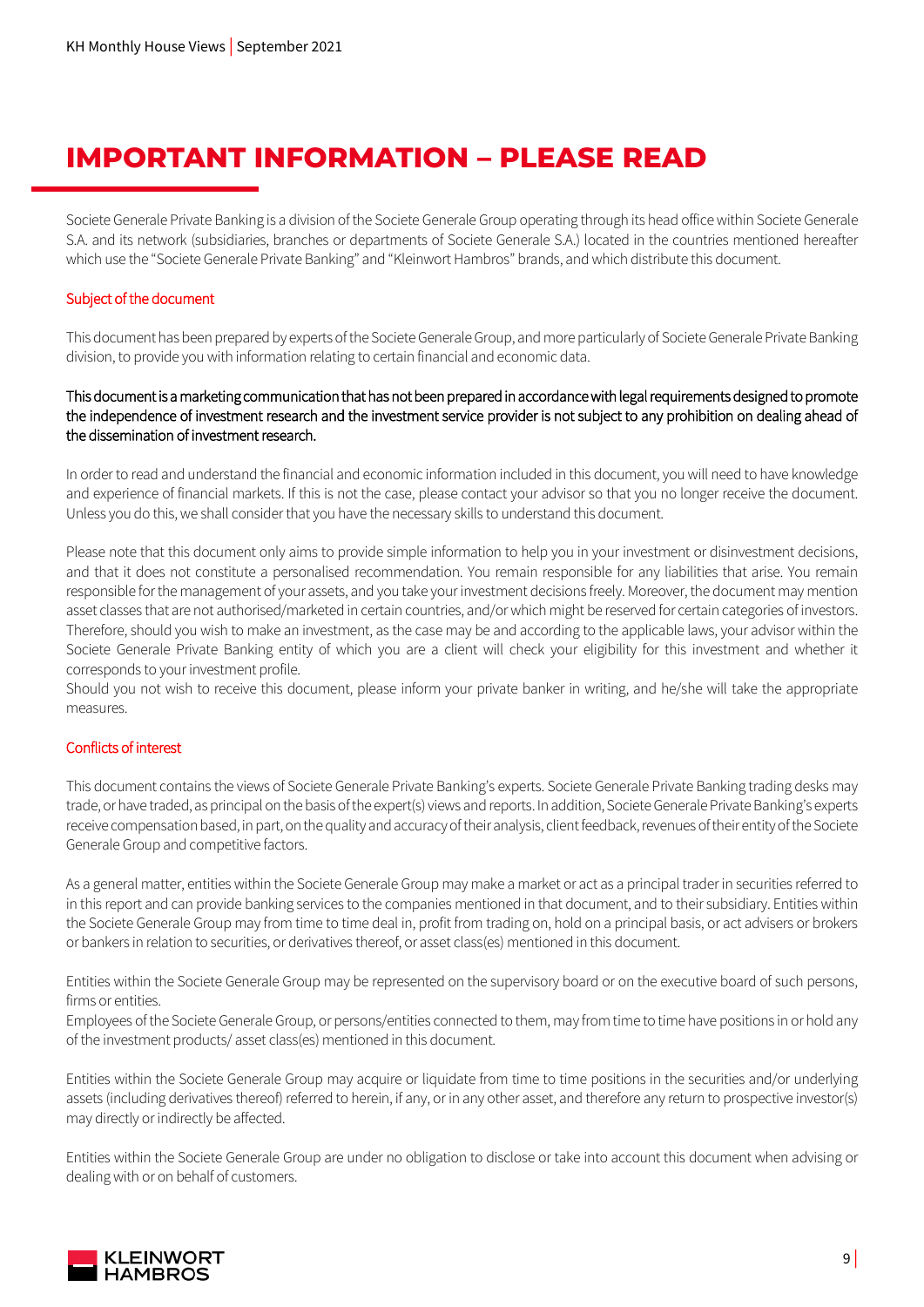# IMPORTANT INFORMATION – PLEASE READ

Societe Generale Private Banking is a division of the Societe Generale Group operating through its head office within Societe Generale S.A. and its network (subsidiaries, branches or departments of Societe Generale S.A.) located in the countries mentioned hereafter which use the "Societe Generale Private Banking" and "Kleinwort Hambros" brands, and which distribute this document.

## Subject of the document

This document has been prepared by experts of the Societe Generale Group, and more particularly of Societe Generale Private Banking division, to provide you with information relating to certain financial and economic data.

This document is a marketing communication that has not been prepared in accordance with legal requirements designed to promote the independence of investment research and the investment service provider is not subject to any prohibition on dealing ahead of the dissemination of investment research.

In order to read and understand the financial and economic information included in this document, you will need to have knowledge and experience of financial markets. If this is not the case, please contact your advisor so that you no longer receive the document. Unless you do this, we shall consider that you have the necessary skills to understand this document.

Please note that this document only aims to provide simple information to help you in your investment or disinvestment decisions, and that it does not constitute a personalised recommendation. You remain responsible for any liabilities that arise. You remain responsible for the management of your assets, and you take your investment decisions freely. Moreover, the document may mention asset classes that are not authorised/marketed in certain countries, and/or which might be reserved for certain categories of investors. Therefore, should you wish to make an investment, as the case may be and according to the applicable laws, your advisor within the Societe Generale Private Banking entity of which you are a client will check your eligibility for this investment and whether it corresponds to your investment profile.
Should you not wish to receive this document, please inform your private banker in writing, and he/she will take the appropriate measures.

## Conflicts of interest

This document contains the views of Societe Generale Private Banking's experts. Societe Generale Private Banking trading desks may trade, or have traded, as principal on the basis of the expert(s) views and reports. In addition, Societe Generale Private Banking's experts receive compensation based, in part, on the quality and accuracy of their analysis, client feedback, revenues of their entity of the Societe Generale Group and competitive factors.

As a general matter, entities within the Societe Generale Group may make a market or act as a principal trader in securities referred to in this report and can provide banking services to the companies mentioned in that document, and to their subsidiary. Entities within the Societe Generale Group may from time to time deal in, profit from trading on, hold on a principal basis, or act advisers or brokers or bankers in relation to securities, or derivatives thereof, or asset class(es) mentioned in this document.

Entities within the Societe Generale Group may be represented on the supervisory board or on the executive board of such persons, firms or entities.
Employees of the Societe Generale Group, or persons/entities connected to them, may from time to time have positions in or hold any of the investment products/ asset class(es) mentioned in this document.

Entities within the Societe Generale Group may acquire or liquidate from time to time positions in the securities and/or underlying assets (including derivatives thereof) referred to herein, if any, or in any other asset, and therefore any return to prospective investor(s) may directly or indirectly be affected.

Entities within the Societe Generale Group are under no obligation to disclose or take into account this document when advising or dealing with or on behalf of customers.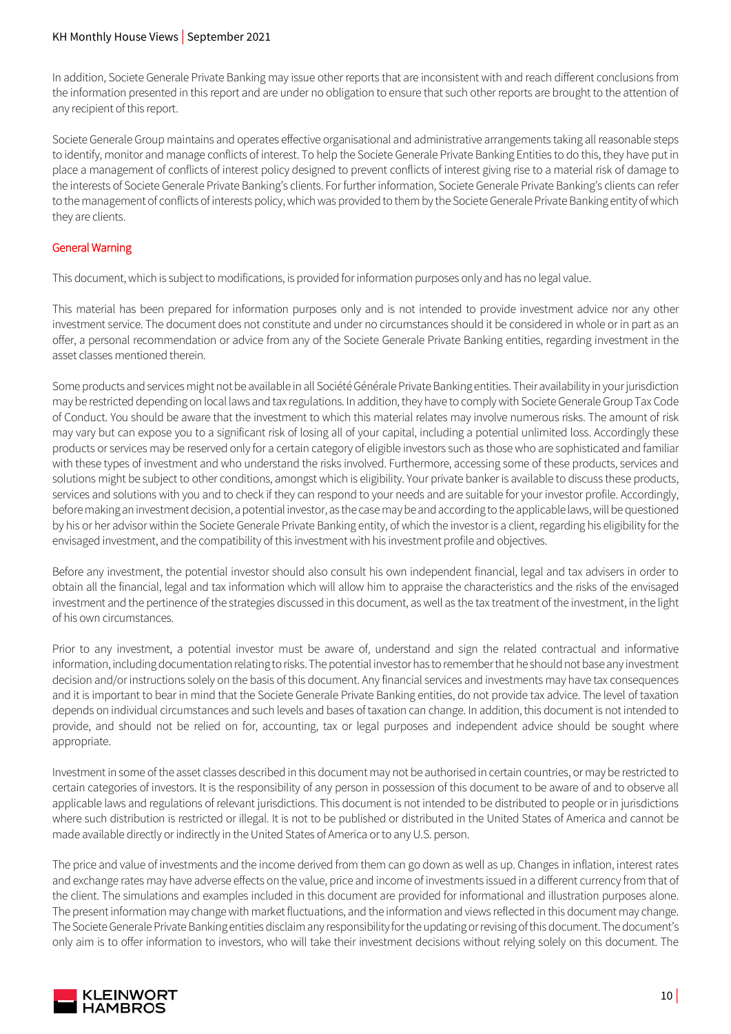In addition, Societe Generale Private Banking may issue other reports that are inconsistent with and reach different conclusions from the information presented in this report and are under no obligation to ensure that such other reports are brought to the attention of any recipient of this report.

Societe Generale Group maintains and operates effective organisational and administrative arrangements taking all reasonable steps to identify, monitor and manage conflicts of interest. To help the Societe Generale Private Banking Entities to do this, they have put in place a management of conflicts of interest policy designed to prevent conflicts of interest giving rise to a material risk of damage to the interests of Societe Generale Private Banking's clients. For further information, Societe Generale Private Banking's clients can refer to the management of conflicts of interests policy, which was provided to them by the Societe Generale Private Banking entity of which they are clients.

## General Warning

This document, which is subject to modifications, is provided for information purposes only and has no legal value.

This material has been prepared for information purposes only and is not intended to provide investment advice nor any other investment service. The document does not constitute and under no circumstances should it be considered in whole or in part as an offer, a personal recommendation or advice from any of the Societe Generale Private Banking entities, regarding investment in the asset classes mentioned therein.

Some products and services might not be available in all Société Générale Private Banking entities. Their availability in your jurisdiction may be restricted depending on local laws and tax regulations. In addition, they have to comply with Societe Generale Group Tax Code of Conduct. You should be aware that the investment to which this material relates may involve numerous risks. The amount of risk may vary but can expose you to a significant risk of losing all of your capital, including a potential unlimited loss. Accordingly these products or services may be reserved only for a certain category of eligible investors such as those who are sophisticated and familiar with these types of investment and who understand the risks involved. Furthermore, accessing some of these products, services and solutions might be subject to other conditions, amongst which is eligibility. Your private banker is available to discuss these products, services and solutions with you and to check if they can respond to your needs and are suitable for your investor profile. Accordingly, before making an investment decision, a potential investor, as the case may be and according to the applicable laws, will be questioned by his or her advisor within the Societe Generale Private Banking entity, of which the investor is a client, regarding his eligibility for the envisaged investment, and the compatibility of this investment with his investment profile and objectives.

Before any investment, the potential investor should also consult his own independent financial, legal and tax advisers in order to obtain all the financial, legal and tax information which will allow him to appraise the characteristics and the risks of the envisaged investment and the pertinence of the strategies discussed in this document, as well as the tax treatment of the investment, in the light of his own circumstances.

Prior to any investment, a potential investor must be aware of, understand and sign the related contractual and informative information, including documentation relating to risks. The potential investor has to remember that he should not base any investment decision and/or instructions solely on the basis of this document. Any financial services and investments may have tax consequences and it is important to bear in mind that the Societe Generale Private Banking entities, do not provide tax advice. The level of taxation depends on individual circumstances and such levels and bases of taxation can change. In addition, this document is not intended to provide, and should not be relied on for, accounting, tax or legal purposes and independent advice should be sought where appropriate.

Investment in some of the asset classes described in this document may not be authorised in certain countries, or may be restricted to certain categories of investors. It is the responsibility of any person in possession of this document to be aware of and to observe all applicable laws and regulations of relevant jurisdictions. This document is not intended to be distributed to people or in jurisdictions where such distribution is restricted or illegal. It is not to be published or distributed in the United States of America and cannot be made available directly or indirectly in the United States of America or to any U.S. person.

The price and value of investments and the income derived from them can go down as well as up. Changes in inflation, interest rates and exchange rates may have adverse effects on the value, price and income of investments issued in a different currency from that of the client. The simulations and examples included in this document are provided for informational and illustration purposes alone. The present information may change with market fluctuations, and the information and views reflected in this document may change. The Societe Generale Private Banking entities disclaim any responsibility for the updating or revising of this document. The document's only aim is to offer information to investors, who will take their investment decisions without relying solely on this document. The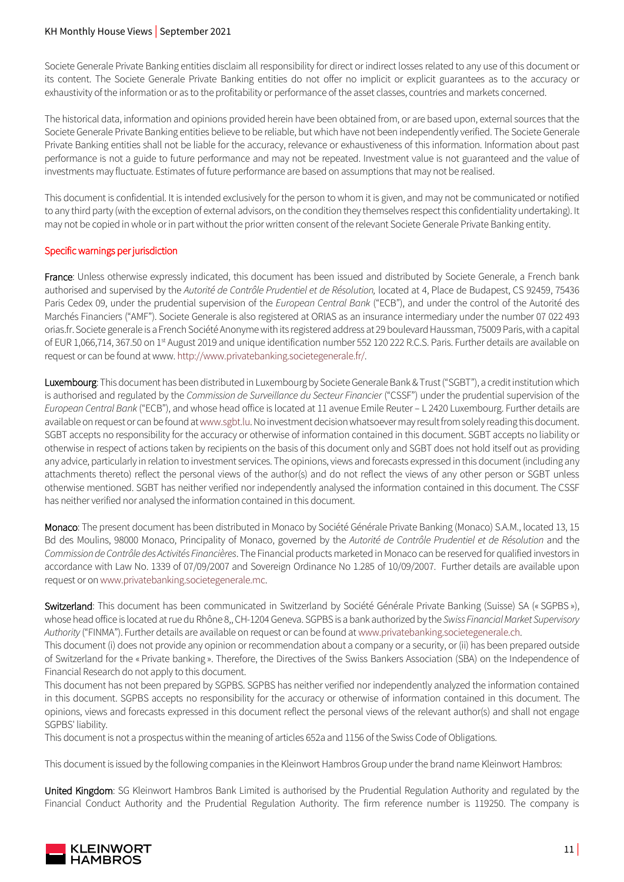Societe Generale Private Banking entities disclaim all responsibility for direct or indirect losses related to any use of this document or its content. The Societe Generale Private Banking entities do not offer no implicit or explicit guarantees as to the accuracy or exhaustivity of the information or as to the profitability or performance of the asset classes, countries and markets concerned.

The historical data, information and opinions provided herein have been obtained from, or are based upon, external sources that the Societe Generale Private Banking entities believe to be reliable, but which have not been independently verified. The Societe Generale Private Banking entities shall not be liable for the accuracy, relevance or exhaustiveness of this information. Information about past performance is not a guide to future performance and may not be repeated. Investment value is not guaranteed and the value of investments may fluctuate. Estimates of future performance are based on assumptions that may not be realised.

This document is confidential. It is intended exclusively for the person to whom it is given, and may not be communicated or notified to any third party (with the exception of external advisors, on the condition they themselves respect this confidentiality undertaking). It may not be copied in whole or in part without the prior written consent of the relevant Societe Generale Private Banking entity.

## Specific warnings per jurisdiction

**France**: Unless otherwise expressly indicated, this document has been issued and distributed by Societe Generale, a French bank authorised and supervised by the *Autorité de Contrôle Prudentiel et de Résolution,* located at 4, Place de Budapest, CS 92459, 75436 Paris Cedex 09, under the prudential supervision of the *European Central Bank* ("ECB"), and under the control of the Autorité des Marchés Financiers ("AMF"). Societe Generale is also registered at ORIAS as an insurance intermediary under the number 07 022 493 orias.fr. Societe generale is a French Société Anonyme with its registered address at 29 boulevard Haussman, 75009 Paris, with a capital of EUR 1,066,714, 367.50 on 1st August 2019 and unique identification number 552 120 222 R.C.S. Paris. Further details are available on request or can be found at www. http://www.privatebanking.societegenerale.fr/.

**Luxembourg**: This document has been distributed in Luxembourg by Societe Generale Bank & Trust ("SGBT"), a credit institution which is authorised and regulated by the *Commission de Surveillance du Secteur Financier* ("CSSF") under the prudential supervision of the *European Central Bank* ("ECB"), and whose head office is located at 11 avenue Emile Reuter – L 2420 Luxembourg. Further details are available on request or can be found at www.sgbt.lu. No investment decision whatsoever may result from solely reading this document. SGBT accepts no responsibility for the accuracy or otherwise of information contained in this document. SGBT accepts no liability or otherwise in respect of actions taken by recipients on the basis of this document only and SGBT does not hold itself out as providing any advice, particularly in relation to investment services. The opinions, views and forecasts expressed in this document (including any attachments thereto) reflect the personal views of the author(s) and do not reflect the views of any other person or SGBT unless otherwise mentioned. SGBT has neither verified nor independently analysed the information contained in this document. The CSSF has neither verified nor analysed the information contained in this document.

**Monaco**: The present document has been distributed in Monaco by Société Générale Private Banking (Monaco) S.A.M., located 13, 15 Bd des Moulins, 98000 Monaco, Principality of Monaco, governed by the *Autorité de Contrôle Prudentiel et de Résolution* and the *Commission de Contrôle des Activités Financières*. The Financial products marketed in Monaco can be reserved for qualified investors in accordance with Law No. 1339 of 07/09/2007 and Sovereign Ordinance No 1.285 of 10/09/2007. Further details are available upon request or on www.privatebanking.societegenerale.mc.

**Switzerland**: This document has been communicated in Switzerland by Société Générale Private Banking (Suisse) SA (« SGPBS »), whose head office is located at rue du Rhône 8,, CH-1204 Geneva. SGPBS is a bank authorized by the *Swiss Financial Market Supervisory Authority* ("FINMA"). Further details are available on request or can be found at www.privatebanking.societegenerale.ch.
This document (i) does not provide any opinion or recommendation about a company or a security, or (ii) has been prepared outside of Switzerland for the « Private banking ». Therefore, the Directives of the Swiss Bankers Association (SBA) on the Independence of Financial Research do not apply to this document.
This document has not been prepared by SGPBS. SGPBS has neither verified nor independently analyzed the information contained in this document. SGPBS accepts no responsibility for the accuracy or otherwise of information contained in this document. The opinions, views and forecasts expressed in this document reflect the personal views of the relevant author(s) and shall not engage SGPBS' liability.
This document is not a prospectus within the meaning of articles 652a and 1156 of the Swiss Code of Obligations.

This document is issued by the following companies in the Kleinwort Hambros Group under the brand name Kleinwort Hambros:

**United Kingdom**: SG Kleinwort Hambros Bank Limited is authorised by the Prudential Regulation Authority and regulated by the Financial Conduct Authority and the Prudential Regulation Authority. The firm reference number is 119250. The company is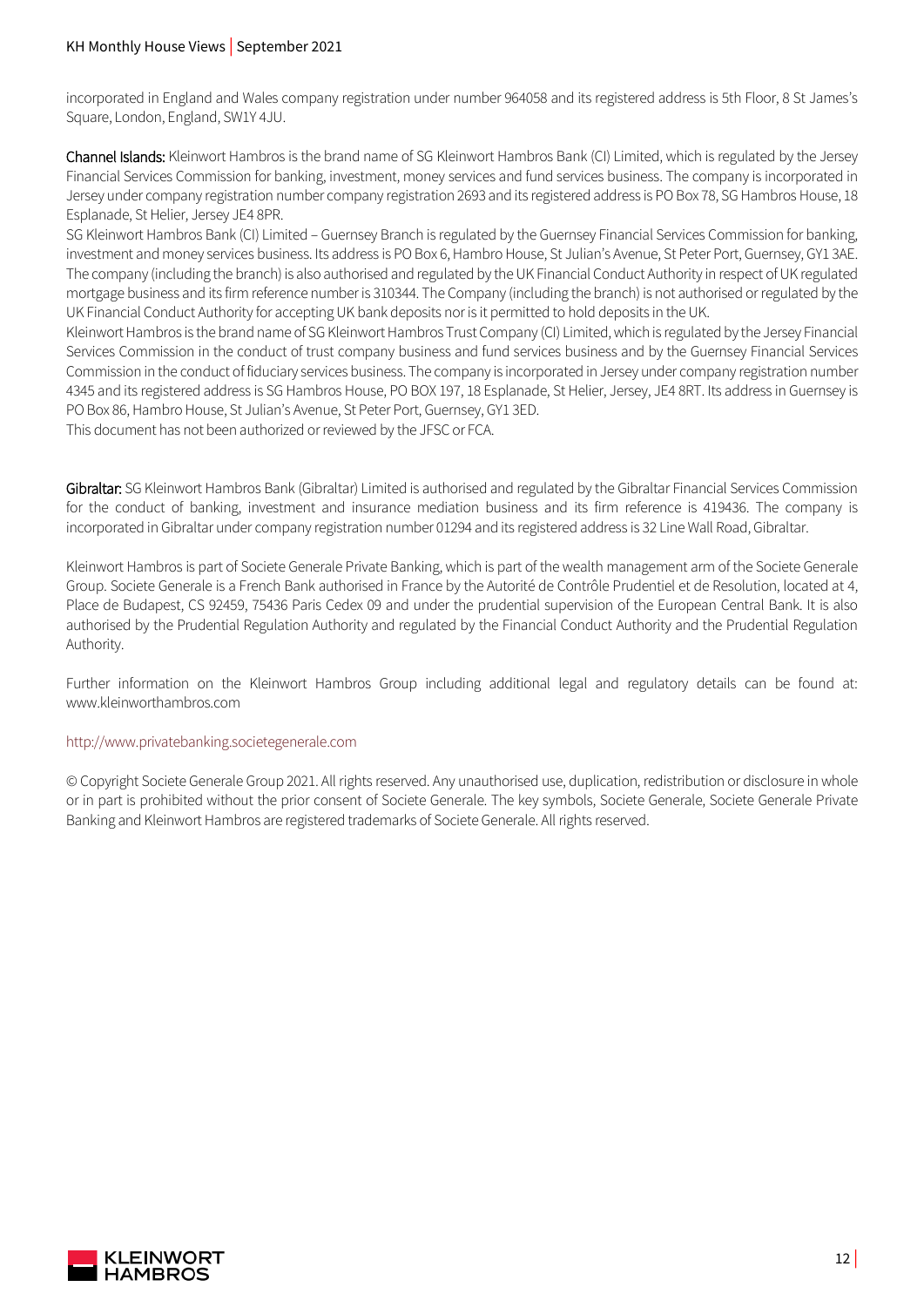incorporated in England and Wales company registration under number 964058 and its registered address is 5th Floor, 8 St James's Square, London, England, SW1Y 4JU.

**Channel Islands:** Kleinwort Hambros is the brand name of SG Kleinwort Hambros Bank (CI) Limited, which is regulated by the Jersey Financial Services Commission for banking, investment, money services and fund services business. The company is incorporated in Jersey under company registration number company registration 2693 and its registered address is PO Box 78, SG Hambros House, 18 Esplanade, St Helier, Jersey JE4 8PR.

SG Kleinwort Hambros Bank (CI) Limited – Guernsey Branch is regulated by the Guernsey Financial Services Commission for banking, investment and money services business. Its address is PO Box 6, Hambro House, St Julian's Avenue, St Peter Port, Guernsey, GY1 3AE. The company (including the branch) is also authorised and regulated by the UK Financial Conduct Authority in respect of UK regulated mortgage business and its firm reference number is 310344. The Company (including the branch) is not authorised or regulated by the UK Financial Conduct Authority for accepting UK bank deposits nor is it permitted to hold deposits in the UK.

Kleinwort Hambros is the brand name of SG Kleinwort Hambros Trust Company (CI) Limited, which is regulated by the Jersey Financial Services Commission in the conduct of trust company business and fund services business and by the Guernsey Financial Services Commission in the conduct of fiduciary services business. The company is incorporated in Jersey under company registration number 4345 and its registered address is SG Hambros House, PO BOX 197, 18 Esplanade, St Helier, Jersey, JE4 8RT. Its address in Guernsey is PO Box 86, Hambro House, St Julian's Avenue, St Peter Port, Guernsey, GY1 3ED.

This document has not been authorized or reviewed by the JFSC or FCA.

**Gibraltar:** SG Kleinwort Hambros Bank (Gibraltar) Limited is authorised and regulated by the Gibraltar Financial Services Commission for the conduct of banking, investment and insurance mediation business and its firm reference is 419436. The company is incorporated in Gibraltar under company registration number 01294 and its registered address is 32 Line Wall Road, Gibraltar.

Kleinwort Hambros is part of Societe Generale Private Banking, which is part of the wealth management arm of the Societe Generale Group. Societe Generale is a French Bank authorised in France by the Autorité de Contrôle Prudentiel et de Resolution, located at 4, Place de Budapest, CS 92459, 75436 Paris Cedex 09 and under the prudential supervision of the European Central Bank. It is also authorised by the Prudential Regulation Authority and regulated by the Financial Conduct Authority and the Prudential Regulation Authority.

Further information on the Kleinwort Hambros Group including additional legal and regulatory details can be found at: www.kleinworthambros.com

http://www.privatebanking.societegenerale.com

© Copyright Societe Generale Group 2021. All rights reserved. Any unauthorised use, duplication, redistribution or disclosure in whole or in part is prohibited without the prior consent of Societe Generale. The key symbols, Societe Generale, Societe Generale Private Banking and Kleinwort Hambros are registered trademarks of Societe Generale. All rights reserved.